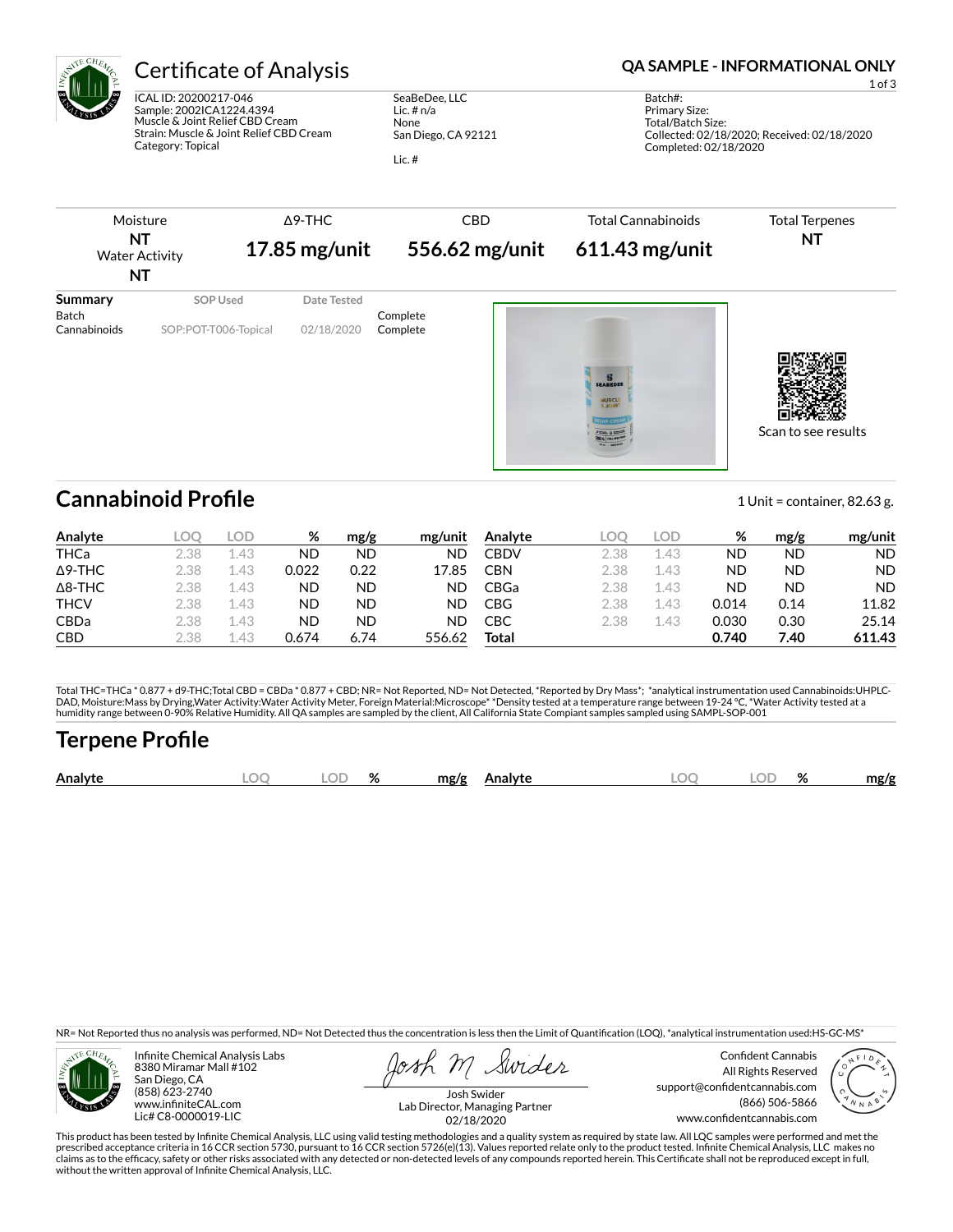# Certificate of Analysis

**QA SAMPLE - INFORMATIONAL ONLY**

ICAL ID: 20200217-046
Sample: 2002ICA1224.4394
Muscle & Joint Relief CBD Cream
Strain: Muscle & Joint Relief CBD Cream
Category: Topical

SeaBeDee, LLC
Lic. # n/a
None
San Diego, CA 92121

Lic. #

Batch#:
Primary Size:
Total/Batch Size:
Collected: 02/18/2020; Received: 02/18/2020
Completed: 02/18/2020

| Moisture | Δ9-THC | CBD | Total Cannabinoids | Total Terpenes |
|---|---|---|---|---|
| **NT** | **17.85 mg/unit** | **556.62 mg/unit** | **611.43 mg/unit** | **NT** |
| Water Activity **NT** | | | | |

| Summary | SOP Used | Date Tested | |
|---|---|---|---|
| Batch | | | Complete |
| Cannabinoids | SOP:POT-T006-Topical | 02/18/2020 | Complete |

Scan to see results

## Cannabinoid Profile

1 Unit = container, 82.63 g.

| Analyte | LOQ | LOD | % | mg/g | mg/unit | Analyte | LOQ | LOD | % | mg/g | mg/unit |
|---|---|---|---|---|---|---|---|---|---|---|---|
| THCa | 2.38 | 1.43 | ND | ND | ND | CBDV | 2.38 | 1.43 | ND | ND | ND |
| Δ9-THC | 2.38 | 1.43 | 0.022 | 0.22 | 17.85 | CBN | 2.38 | 1.43 | ND | ND | ND |
| Δ8-THC | 2.38 | 1.43 | ND | ND | ND | CBGa | 2.38 | 1.43 | ND | ND | ND |
| THCV | 2.38 | 1.43 | ND | ND | ND | CBG | 2.38 | 1.43 | 0.014 | 0.14 | 11.82 |
| CBDa | 2.38 | 1.43 | ND | ND | ND | CBC | 2.38 | 1.43 | 0.030 | 0.30 | 25.14 |
| CBD | 2.38 | 1.43 | 0.674 | 6.74 | 556.62 | **Total** | | | **0.740** | **7.40** | **611.43** |

Total THC=THCa * 0.877 + d9-THC;Total CBD = CBDa * 0.877 + CBD; NR= Not Reported, ND= Not Detected, *Reported by Dry Mass*; *analytical instrumentation used Cannabinoids:UHPLC-DAD, Moisture:Mass by Drying,Water Activity:Water Activity Meter, Foreign Material:Microscope* *Density tested at a temperature range between 19-24 °C, *Water Activity tested at a humidity range between 0-90% Relative Humidity. All QA samples are sampled by the client, All California State Compiant samples sampled using SAMPL-SOP-001

## Terpene Profile

| Analyte | LOQ | LOD | % | mg/g | Analyte | LOQ | LOD | % | mg/g |
|---|---|---|---|---|---|---|---|---|---|

NR= Not Reported thus no analysis was performed, ND= Not Detected thus the concentration is less then the Limit of Quantification (LOQ), *analytical instrumentation used:HS-GC-MS*

Infinite Chemical Analysis Labs
8380 Miramar Mall #102
San Diego, CA
(858) 623-2740
www.infiniteCAL.com
Lic# C8-0000019-LIC

Josh Swider
Lab Director, Managing Partner
02/18/2020

Confident Cannabis
All Rights Reserved
support@confidentcannabis.com
(866) 506-5866
www.confidentcannabis.com

This product has been tested by Infinite Chemical Analysis, LLC using valid testing methodologies and a quality system as required by state law. All LQC samples were performed and met the prescribed acceptance criteria in 16 CCR section 5730, pursuant to 16 CCR section 5726(e)(13). Values reported relate only to the product tested. Infinite Chemical Analysis, LLC makes no claims as to the efficacy, safety or other risks associated with any detected or non-detected levels of any compounds reported herein. This Certificate shall not be reproduced except in full, without the written approval of Infinite Chemical Analysis, LLC.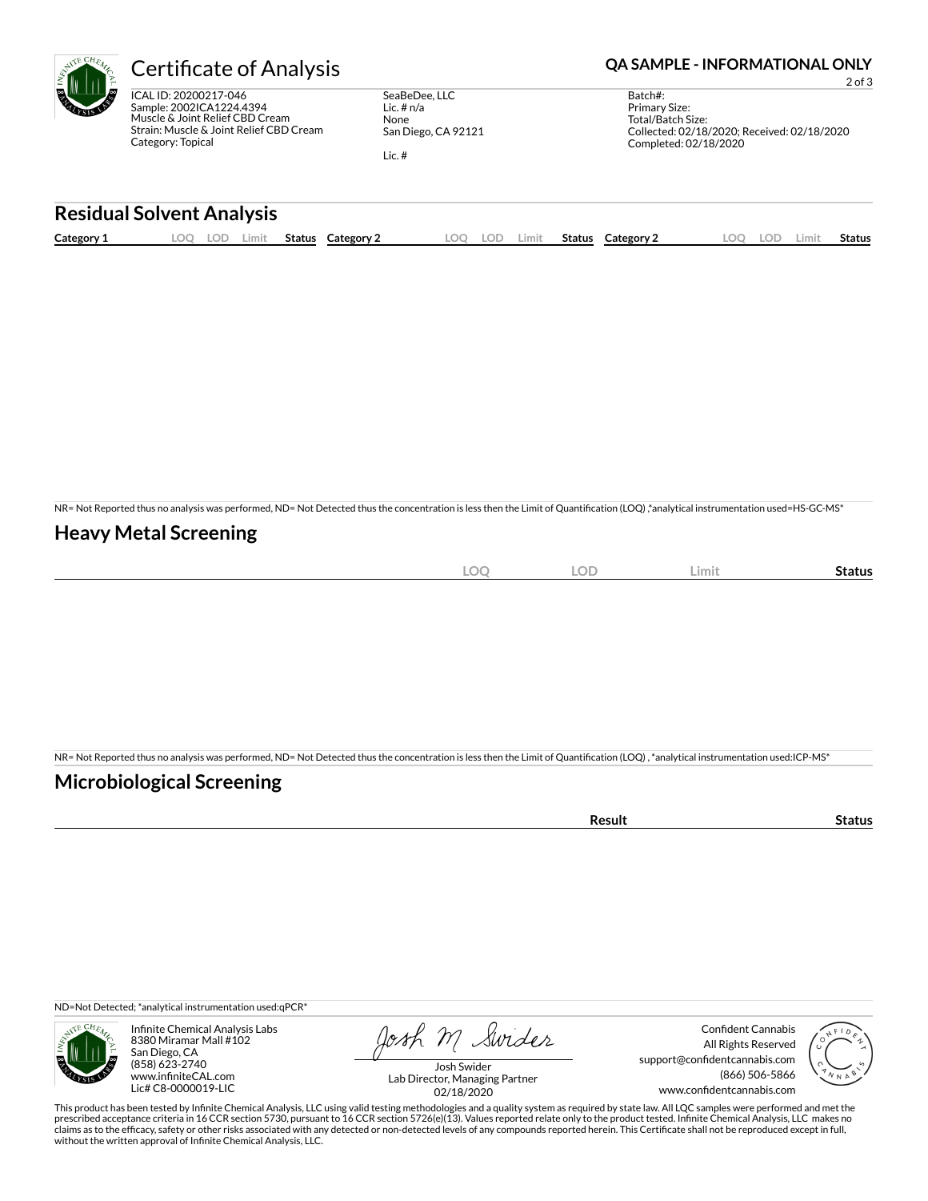# Certificate of Analysis

**QA SAMPLE - INFORMATIONAL ONLY**

ICAL ID: 20200217-046
Sample: 2002ICA1224.4394
Muscle & Joint Relief CBD Cream
Strain: Muscle & Joint Relief CBD Cream
Category: Topical

SeaBeDee, LLC
Lic. # n/a
None
San Diego, CA 92121

Lic. #

Batch#:
Primary Size:
Total/Batch Size:
Collected: 02/18/2020; Received: 02/18/2020
Completed: 02/18/2020

## Residual Solvent Analysis

| Category 1 | LOQ | LOD | Limit | Status | Category 2 | LOQ | LOD | Limit | Status | Category 2 | LOQ | LOD | Limit | Status |
|---|---|---|---|---|---|---|---|---|---|---|---|---|---|---|

NR= Not Reported thus no analysis was performed, ND= Not Detected thus the concentration is less then the Limit of Quantification (LOQ) ,*analytical instrumentation used=HS-GC-MS*

## Heavy Metal Screening

| | LOQ | LOD | Limit | Status |
|---|---|---|---|---|

NR= Not Reported thus no analysis was performed, ND= Not Detected thus the concentration is less then the Limit of Quantification (LOQ) , *analytical instrumentation used:ICP-MS*

## Microbiological Screening

| | Result | Status |
|---|---|---|

ND=Not Detected; *analytical instrumentation used:qPCR*

Infinite Chemical Analysis Labs
8380 Miramar Mall #102
San Diego, CA
(858) 623-2740
www.infiniteCAL.com
Lic# C8-0000019-LIC

Josh Swider
Lab Director, Managing Partner
02/18/2020

Confident Cannabis
All Rights Reserved
support@confidentcannabis.com
(866) 506-5866
www.confidentcannabis.com

This product has been tested by Infinite Chemical Analysis, LLC using valid testing methodologies and a quality system as required by state law. All LQC samples were performed and met the prescribed acceptance criteria in 16 CCR section 5730, pursuant to 16 CCR section 5726(e)(13). Values reported relate only to the product tested. Infinite Chemical Analysis, LLC makes no claims as to the efficacy, safety or other risks associated with any detected or non-detected levels of any compounds reported herein. This Certificate shall not be reproduced except in full, without the written approval of Infinite Chemical Analysis, LLC.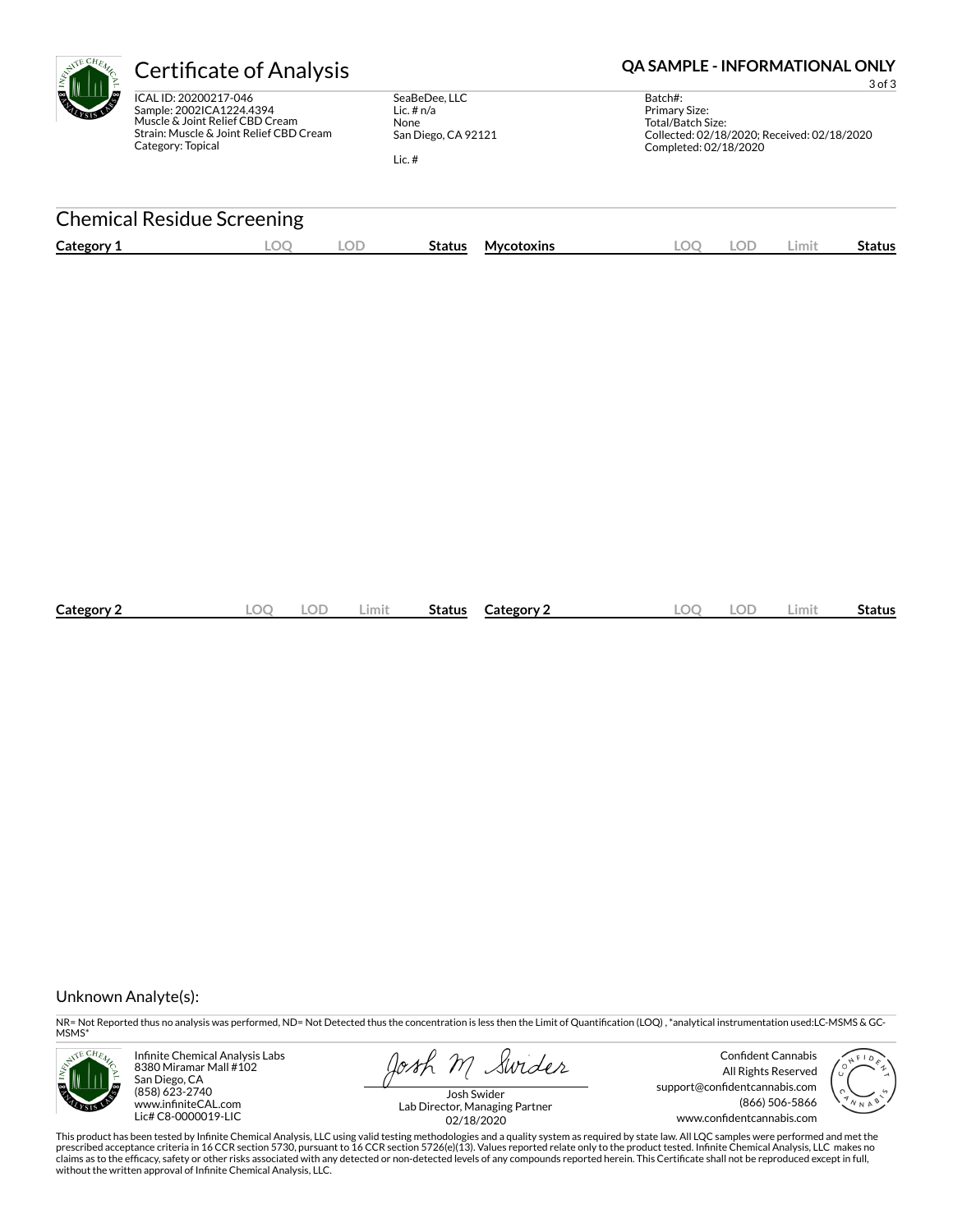# Certificate of Analysis

**QA SAMPLE - INFORMATIONAL ONLY**

ICAL ID: 20200217-046
Sample: 2002ICA1224.4394
Muscle & Joint Relief CBD Cream
Strain: Muscle & Joint Relief CBD Cream
Category: Topical

SeaBeDee, LLC
Lic. # n/a
None
San Diego, CA 92121

Lic. #

Batch#:
Primary Size:
Total/Batch Size:
Collected: 02/18/2020; Received: 02/18/2020
Completed: 02/18/2020

## Chemical Residue Screening

| Category 1 | LOQ | LOD | Status |
|---|---|---|---|

| Mycotoxins | LOQ | LOD | Limit | Status |
|---|---|---|---|---|

| Category 2 | LOQ | LOD | Limit | Status |
|---|---|---|---|---|

| Category 2 | LOQ | LOD | Limit | Status |
|---|---|---|---|---|

Unknown Analyte(s):

NR= Not Reported thus no analysis was performed, ND= Not Detected thus the concentration is less then the Limit of Quantification (LOQ) , *analytical instrumentation used:LC-MSMS & GC-MSMS*

Infinite Chemical Analysis Labs
8380 Miramar Mall #102
San Diego, CA
(858) 623-2740
www.infiniteCAL.com
Lic# C8-0000019-LIC

Josh M Swider
Josh Swider
Lab Director, Managing Partner
02/18/2020

Confident Cannabis
All Rights Reserved
support@confidentcannabis.com
(866) 506-5866
www.confidentcannabis.com

This product has been tested by Infinite Chemical Analysis, LLC using valid testing methodologies and a quality system as required by state law. All LQC samples were performed and met the prescribed acceptance criteria in 16 CCR section 5730, pursuant to 16 CCR section 5726(e)(13). Values reported relate only to the product tested. Infinite Chemical Analysis, LLC makes no claims as to the efficacy, safety or other risks associated with any detected or non-detected levels of any compounds reported herein. This Certificate shall not be reproduced except in full, without the written approval of Infinite Chemical Analysis, LLC.